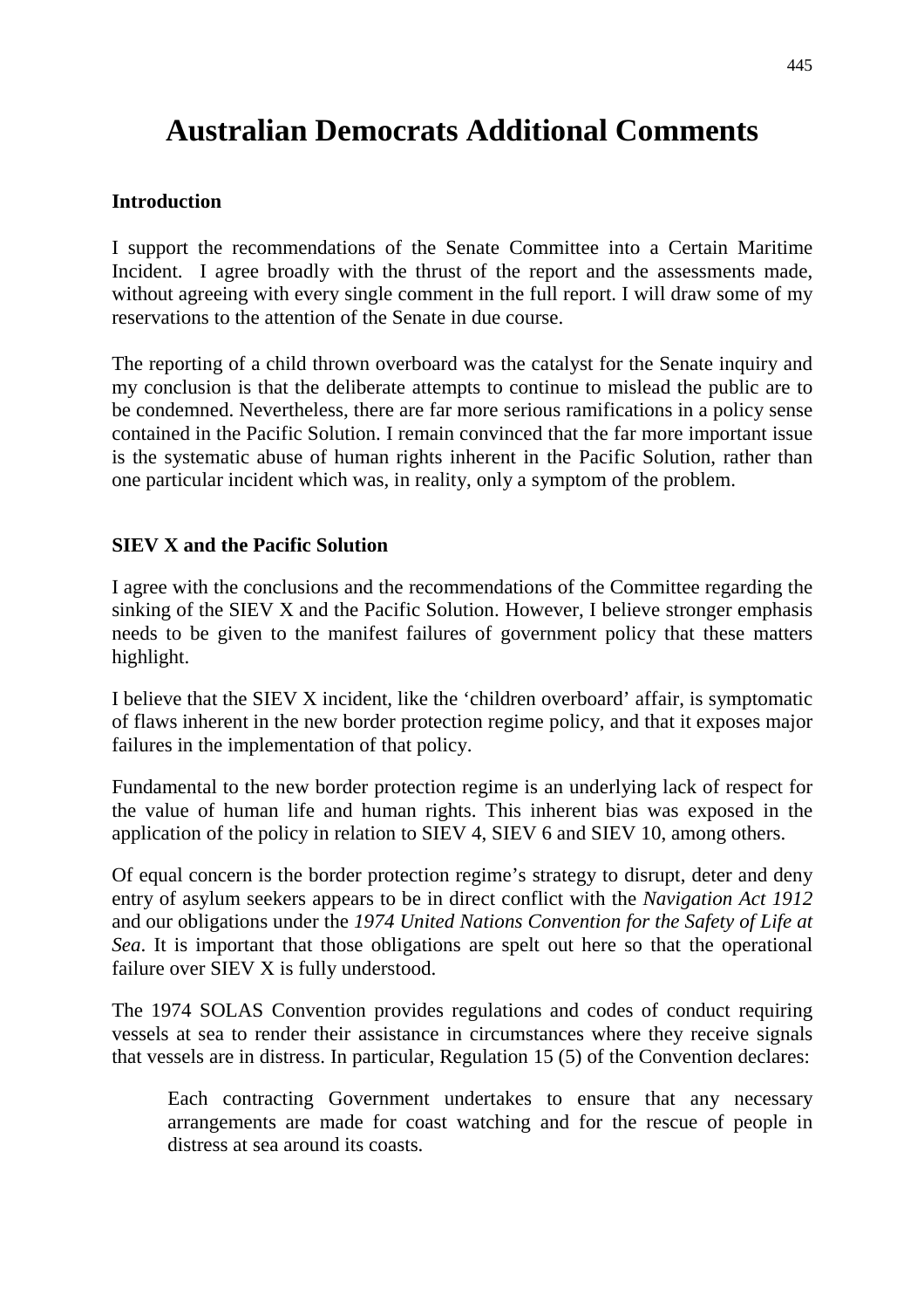# Australian Democrats Additional Comments

### Introduction

I support the recommendations of the Senate Committee into a Certain Maritime Incident. I agree broadly with the thrust of the report and the assessments made, without agreeing with every single comment in the full report. I will draw some of my reservations to the attention of the Senate in due course.

The reporting of a child thrown overboard was the catalyst for the Senate inquiry and my conclusion is that the deliberate attempts to continue to mislead the public are to be condemned. Nevertheless, there are far more serious ramifications in a policy sense contained in the Pacific Solution. I remain convinced that the far more important issue is the systematic abuse of human rights inherent in the Pacific Solution, rather than one particular incident which was, in reality, only a symptom of the problem.

### SIEV X and the Pacific Solution

I agree with the conclusions and the recommendations of the Committee regarding the sinking of the SIEV X and the Pacific Solution. However, I believe stronger emphasis needs to be given to the manifest failures of government policy that these matters highlight.

I believe that the SIEV X incident, like the 'children overboard' affair, is symptomatic of flaws inherent in the new border protection regime policy, and that it exposes major failures in the implementation of that policy.

Fundamental to the new border protection regime is an underlying lack of respect for the value of human life and human rights. This inherent bias was exposed in the application of the policy in relation to SIEV 4, SIEV 6 and SIEV 10, among others.

Of equal concern is the border protection regime's strategy to disrupt, deter and deny entry of asylum seekers appears to be in direct conflict with the *Navigation Act 1912* and our obligations under the *1974 United Nations Convention for the Safety of Life at Sea*. It is important that those obligations are spelt out here so that the operational failure over SIEV X is fully understood.

The 1974 SOLAS Convention provides regulations and codes of conduct requiring vessels at sea to render their assistance in circumstances where they receive signals that vessels are in distress. In particular, Regulation 15 (5) of the Convention declares:

> Each contracting Government undertakes to ensure that any necessary arrangements are made for coast watching and for the rescue of people in distress at sea around its coasts.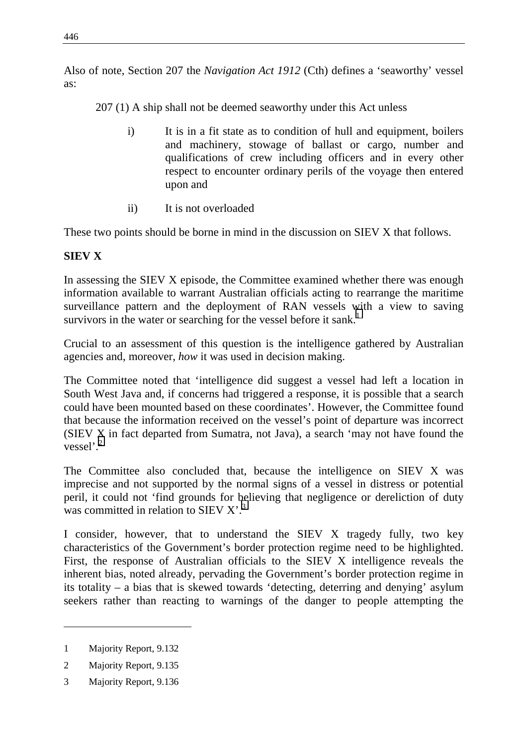Also of note, Section 207 the *Navigation Act 1912* (Cth) defines a 'seaworthy' vessel as:

> 207 (1) A ship shall not be deemed seaworthy under this Act unless
>
> i) It is in a fit state as to condition of hull and equipment, boilers and machinery, stowage of ballast or cargo, number and qualifications of crew including officers and in every other respect to encounter ordinary perils of the voyage then entered upon and
>
> ii) It is not overloaded

These two points should be borne in mind in the discussion on SIEV X that follows.

**SIEV X**

In assessing the SIEV X episode, the Committee examined whether there was enough information available to warrant Australian officials acting to rearrange the maritime surveillance pattern and the deployment of RAN vessels with a view to saving survivors in the water or searching for the vessel before it sank.[1]

Crucial to an assessment of this question is the intelligence gathered by Australian agencies and, moreover, *how* it was used in decision making.

The Committee noted that 'intelligence did suggest a vessel had left a location in South West Java and, if concerns had triggered a response, it is possible that a search could have been mounted based on these coordinates'. However, the Committee found that because the information received on the vessel's point of departure was incorrect (SIEV X in fact departed from Sumatra, not Java), a search 'may not have found the vessel'.[2]

The Committee also concluded that, because the intelligence on SIEV X was imprecise and not supported by the normal signs of a vessel in distress or potential peril, it could not 'find grounds for believing that negligence or dereliction of duty was committed in relation to SIEV X'.[3]

I consider, however, that to understand the SIEV X tragedy fully, two key characteristics of the Government's border protection regime need to be highlighted. First, the response of Australian officials to the SIEV X intelligence reveals the inherent bias, noted already, pervading the Government's border protection regime in its totality – a bias that is skewed towards 'detecting, deterring and denying' asylum seekers rather than reacting to warnings of the danger to people attempting the

---

1 Majority Report, 9.132

2 Majority Report, 9.135

3 Majority Report, 9.136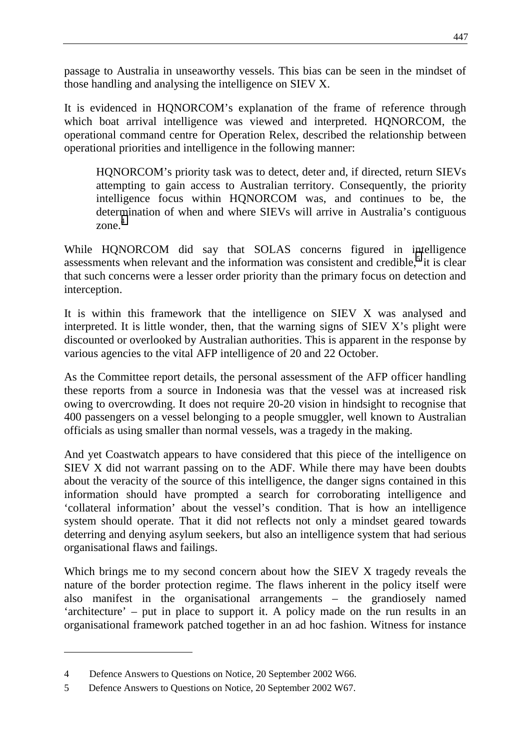passage to Australia in unseaworthy vessels. This bias can be seen in the mindset of those handling and analysing the intelligence on SIEV X.

It is evidenced in HQNORCOM's explanation of the frame of reference through which boat arrival intelligence was viewed and interpreted. HQNORCOM, the operational command centre for Operation Relex, described the relationship between operational priorities and intelligence in the following manner:

> HQNORCOM's priority task was to detect, deter and, if directed, return SIEVs attempting to gain access to Australian territory. Consequently, the priority intelligence focus within HQNORCOM was, and continues to be, the determination of when and where SIEVs will arrive in Australia's contiguous zone.[4]

While HQNORCOM did say that SOLAS concerns figured in intelligence assessments when relevant and the information was consistent and credible,[5] it is clear that such concerns were a lesser order priority than the primary focus on detection and interception.

It is within this framework that the intelligence on SIEV X was analysed and interpreted. It is little wonder, then, that the warning signs of SIEV X's plight were discounted or overlooked by Australian authorities. This is apparent in the response by various agencies to the vital AFP intelligence of 20 and 22 October.

As the Committee report details, the personal assessment of the AFP officer handling these reports from a source in Indonesia was that the vessel was at increased risk owing to overcrowding. It does not require 20-20 vision in hindsight to recognise that 400 passengers on a vessel belonging to a people smuggler, well known to Australian officials as using smaller than normal vessels, was a tragedy in the making.

And yet Coastwatch appears to have considered that this piece of the intelligence on SIEV X did not warrant passing on to the ADF. While there may have been doubts about the veracity of the source of this intelligence, the danger signs contained in this information should have prompted a search for corroborating intelligence and 'collateral information' about the vessel's condition. That is how an intelligence system should operate. That it did not reflects not only a mindset geared towards deterring and denying asylum seekers, but also an intelligence system that had serious organisational flaws and failings.

Which brings me to my second concern about how the SIEV X tragedy reveals the nature of the border protection regime. The flaws inherent in the policy itself were also manifest in the organisational arrangements – the grandiosely named 'architecture' – put in place to support it. A policy made on the run results in an organisational framework patched together in an ad hoc fashion. Witness for instance

---

4 Defence Answers to Questions on Notice, 20 September 2002 W66.

5 Defence Answers to Questions on Notice, 20 September 2002 W67.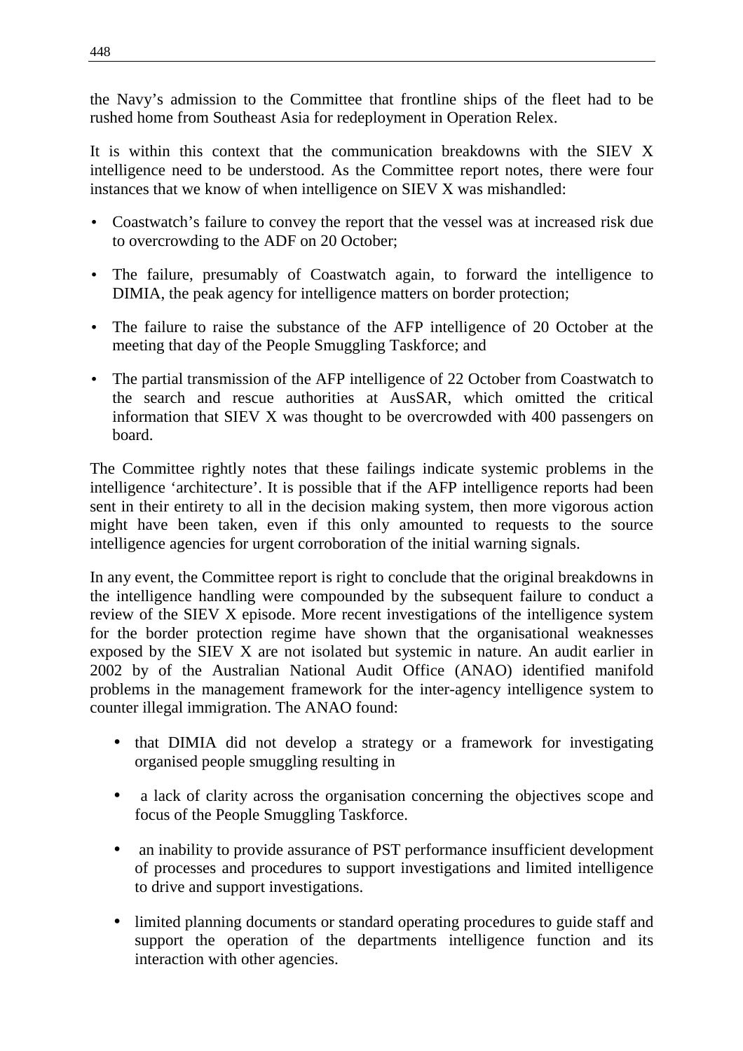the Navy's admission to the Committee that frontline ships of the fleet had to be rushed home from Southeast Asia for redeployment in Operation Relex.

It is within this context that the communication breakdowns with the SIEV X intelligence need to be understood. As the Committee report notes, there were four instances that we know of when intelligence on SIEV X was mishandled:

- Coastwatch's failure to convey the report that the vessel was at increased risk due to overcrowding to the ADF on 20 October;
- The failure, presumably of Coastwatch again, to forward the intelligence to DIMIA, the peak agency for intelligence matters on border protection;
- The failure to raise the substance of the AFP intelligence of 20 October at the meeting that day of the People Smuggling Taskforce; and
- The partial transmission of the AFP intelligence of 22 October from Coastwatch to the search and rescue authorities at AusSAR, which omitted the critical information that SIEV X was thought to be overcrowded with 400 passengers on board.

The Committee rightly notes that these failings indicate systemic problems in the intelligence 'architecture'. It is possible that if the AFP intelligence reports had been sent in their entirety to all in the decision making system, then more vigorous action might have been taken, even if this only amounted to requests to the source intelligence agencies for urgent corroboration of the initial warning signals.

In any event, the Committee report is right to conclude that the original breakdowns in the intelligence handling were compounded by the subsequent failure to conduct a review of the SIEV X episode. More recent investigations of the intelligence system for the border protection regime have shown that the organisational weaknesses exposed by the SIEV X are not isolated but systemic in nature. An audit earlier in 2002 by of the Australian National Audit Office (ANAO) identified manifold problems in the management framework for the inter-agency intelligence system to counter illegal immigration. The ANAO found:

- that DIMIA did not develop a strategy or a framework for investigating organised people smuggling resulting in
- a lack of clarity across the organisation concerning the objectives scope and focus of the People Smuggling Taskforce.
- an inability to provide assurance of PST performance insufficient development of processes and procedures to support investigations and limited intelligence to drive and support investigations.
- limited planning documents or standard operating procedures to guide staff and support the operation of the departments intelligence function and its interaction with other agencies.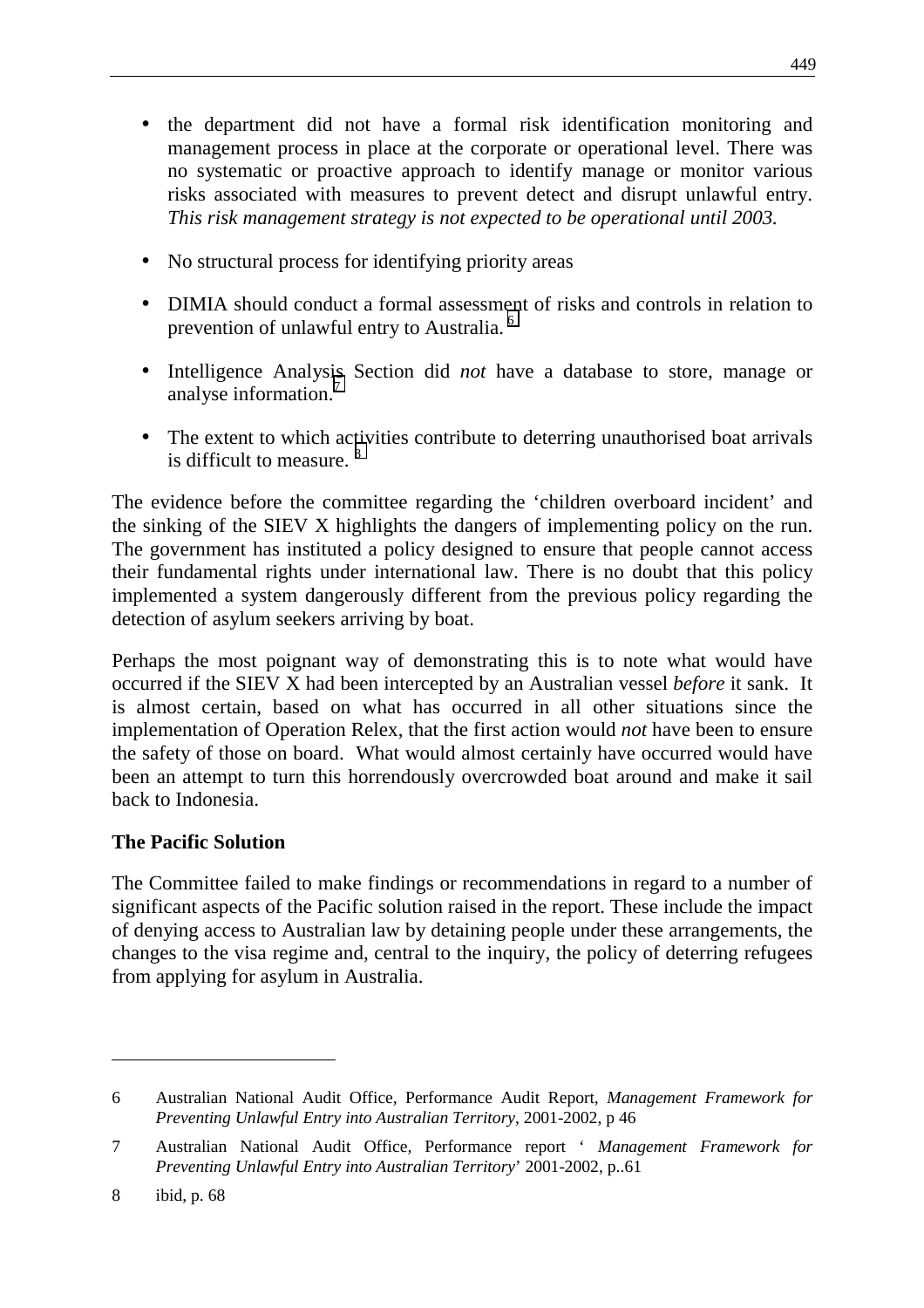- the department did not have a formal risk identification monitoring and management process in place at the corporate or operational level. There was no systematic or proactive approach to identify manage or monitor various risks associated with measures to prevent detect and disrupt unlawful entry. *This risk management strategy is not expected to be operational until 2003.*

- No structural process for identifying priority areas

- DIMIA should conduct a formal assessment of risks and controls in relation to prevention of unlawful entry to Australia. [6]

- Intelligence Analysis Section did *not* have a database to store, manage or analyse information.[7]

- The extent to which activities contribute to deterring unauthorised boat arrivals is difficult to measure. [8]

The evidence before the committee regarding the 'children overboard incident' and the sinking of the SIEV X highlights the dangers of implementing policy on the run. The government has instituted a policy designed to ensure that people cannot access their fundamental rights under international law. There is no doubt that this policy implemented a system dangerously different from the previous policy regarding the detection of asylum seekers arriving by boat.

Perhaps the most poignant way of demonstrating this is to note what would have occurred if the SIEV X had been intercepted by an Australian vessel *before* it sank. It is almost certain, based on what has occurred in all other situations since the implementation of Operation Relex, that the first action would *not* have been to ensure the safety of those on board. What would almost certainly have occurred would have been an attempt to turn this horrendously overcrowded boat around and make it sail back to Indonesia.

**The Pacific Solution**

The Committee failed to make findings or recommendations in regard to a number of significant aspects of the Pacific solution raised in the report. These include the impact of denying access to Australian law by detaining people under these arrangements, the changes to the visa regime and, central to the inquiry, the policy of deterring refugees from applying for asylum in Australia.

---

6 Australian National Audit Office, Performance Audit Report, *Management Framework for Preventing Unlawful Entry into Australian Territory*, 2001-2002, p 46

7 Australian National Audit Office, Performance report ' *Management Framework for Preventing Unlawful Entry into Australian Territory*' 2001-2002, p..61

8 ibid, p. 68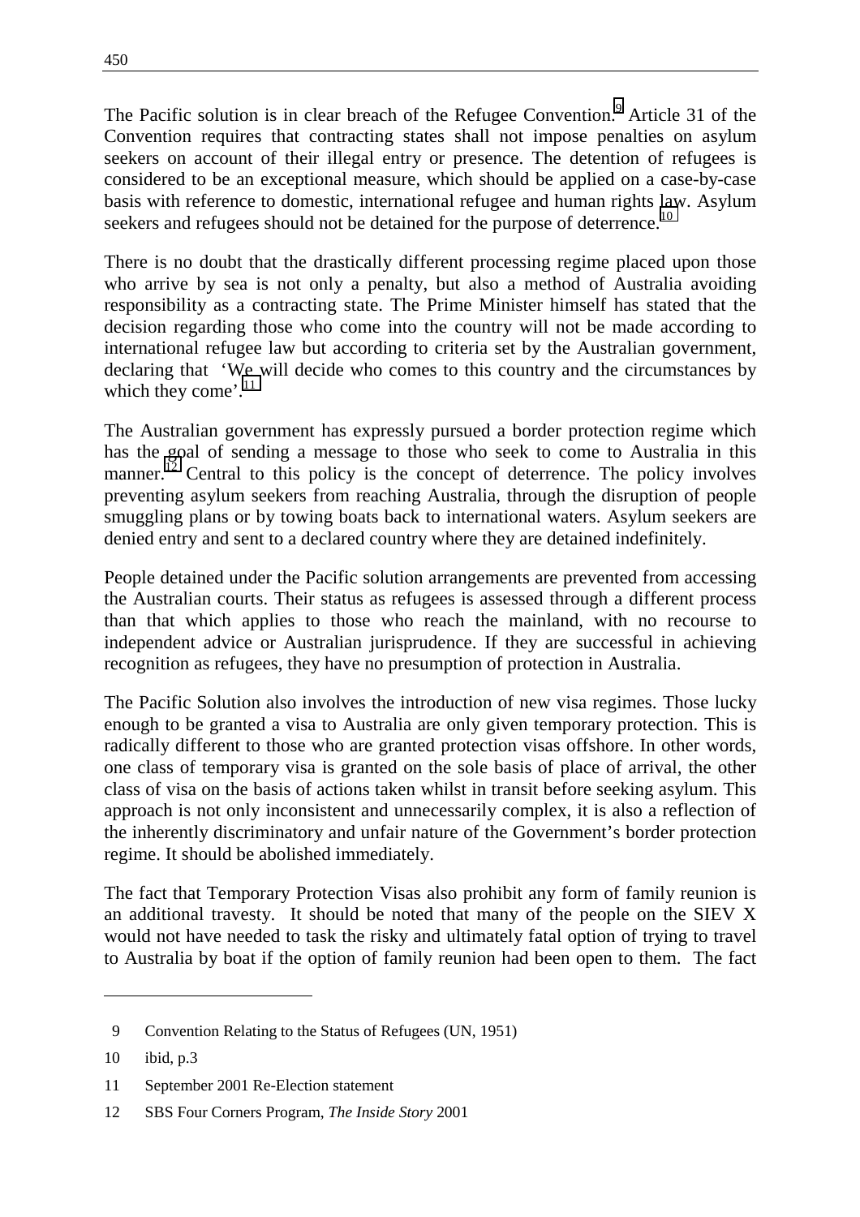The Pacific solution is in clear breach of the Refugee Convention.[9] Article 31 of the Convention requires that contracting states shall not impose penalties on asylum seekers on account of their illegal entry or presence. The detention of refugees is considered to be an exceptional measure, which should be applied on a case-by-case basis with reference to domestic, international refugee and human rights law. Asylum seekers and refugees should not be detained for the purpose of deterrence.[10]

There is no doubt that the drastically different processing regime placed upon those who arrive by sea is not only a penalty, but also a method of Australia avoiding responsibility as a contracting state. The Prime Minister himself has stated that the decision regarding those who come into the country will not be made according to international refugee law but according to criteria set by the Australian government, declaring that 'We will decide who comes to this country and the circumstances by which they come'.[11]

The Australian government has expressly pursued a border protection regime which has the goal of sending a message to those who seek to come to Australia in this manner.[12] Central to this policy is the concept of deterrence. The policy involves preventing asylum seekers from reaching Australia, through the disruption of people smuggling plans or by towing boats back to international waters. Asylum seekers are denied entry and sent to a declared country where they are detained indefinitely.

People detained under the Pacific solution arrangements are prevented from accessing the Australian courts. Their status as refugees is assessed through a different process than that which applies to those who reach the mainland, with no recourse to independent advice or Australian jurisprudence. If they are successful in achieving recognition as refugees, they have no presumption of protection in Australia.

The Pacific Solution also involves the introduction of new visa regimes. Those lucky enough to be granted a visa to Australia are only given temporary protection. This is radically different to those who are granted protection visas offshore. In other words, one class of temporary visa is granted on the sole basis of place of arrival, the other class of visa on the basis of actions taken whilst in transit before seeking asylum. This approach is not only inconsistent and unnecessarily complex, it is also a reflection of the inherently discriminatory and unfair nature of the Government's border protection regime. It should be abolished immediately.

The fact that Temporary Protection Visas also prohibit any form of family reunion is an additional travesty. It should be noted that many of the people on the SIEV X would not have needed to task the risky and ultimately fatal option of trying to travel to Australia by boat if the option of family reunion had been open to them. The fact

---

9 Convention Relating to the Status of Refugees (UN, 1951)

10 ibid, p.3

11 September 2001 Re-Election statement

12 SBS Four Corners Program, *The Inside Story* 2001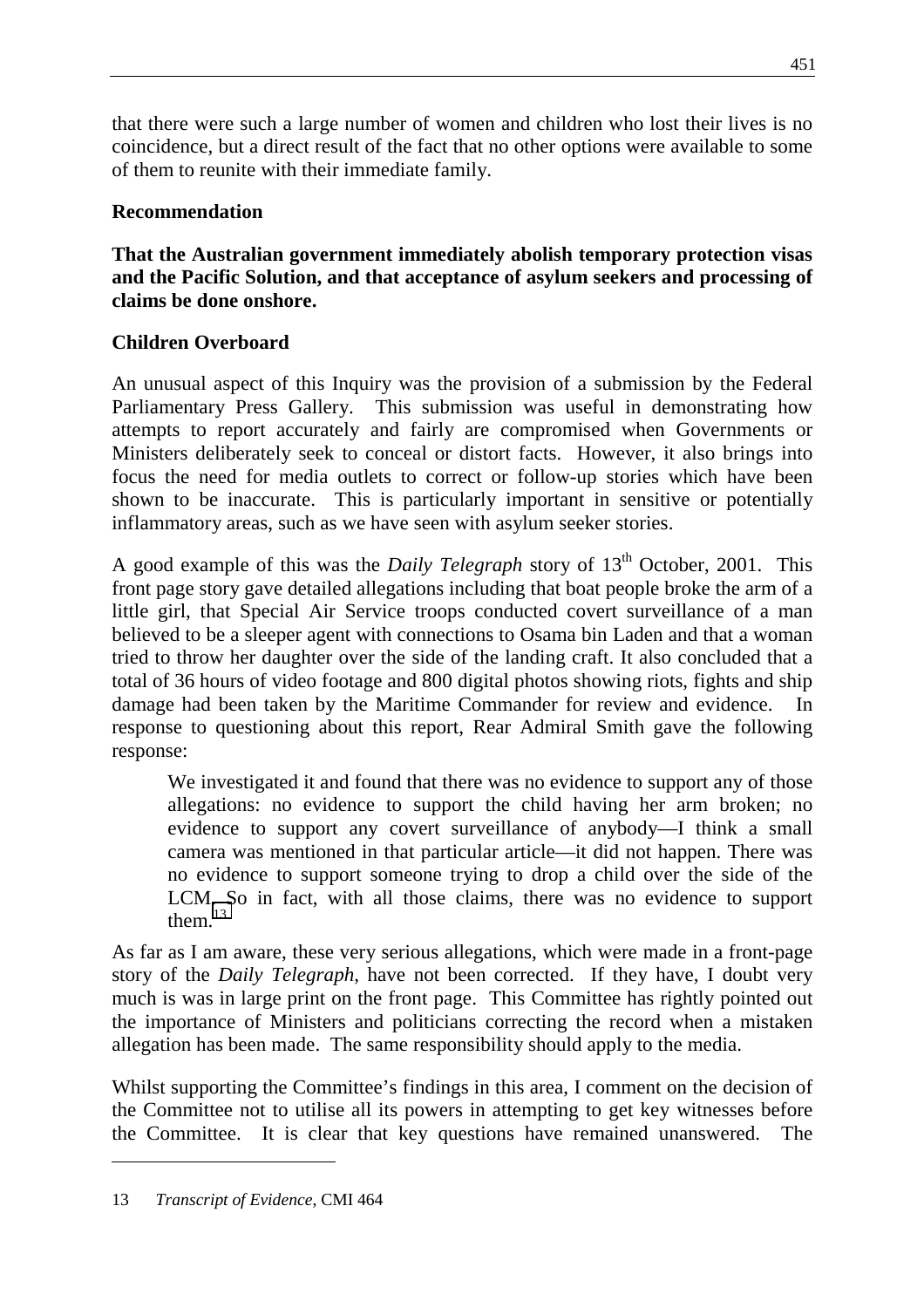that there were such a large number of women and children who lost their lives is no coincidence, but a direct result of the fact that no other options were available to some of them to reunite with their immediate family.

**Recommendation**

**That the Australian government immediately abolish temporary protection visas and the Pacific Solution, and that acceptance of asylum seekers and processing of claims be done onshore.**

**Children Overboard**

An unusual aspect of this Inquiry was the provision of a submission by the Federal Parliamentary Press Gallery. This submission was useful in demonstrating how attempts to report accurately and fairly are compromised when Governments or Ministers deliberately seek to conceal or distort facts. However, it also brings into focus the need for media outlets to correct or follow-up stories which have been shown to be inaccurate. This is particularly important in sensitive or potentially inflammatory areas, such as we have seen with asylum seeker stories.

A good example of this was the *Daily Telegraph* story of 13th October, 2001. This front page story gave detailed allegations including that boat people broke the arm of a little girl, that Special Air Service troops conducted covert surveillance of a man believed to be a sleeper agent with connections to Osama bin Laden and that a woman tried to throw her daughter over the side of the landing craft. It also concluded that a total of 36 hours of video footage and 800 digital photos showing riots, fights and ship damage had been taken by the Maritime Commander for review and evidence. In response to questioning about this report, Rear Admiral Smith gave the following response:

> We investigated it and found that there was no evidence to support any of those allegations: no evidence to support the child having her arm broken; no evidence to support any covert surveillance of anybody—I think a small camera was mentioned in that particular article—it did not happen. There was no evidence to support someone trying to drop a child over the side of the LCM. So in fact, with all those claims, there was no evidence to support them.[13]

As far as I am aware, these very serious allegations, which were made in a front-page story of the *Daily Telegraph*, have not been corrected. If they have, I doubt very much is was in large print on the front page. This Committee has rightly pointed out the importance of Ministers and politicians correcting the record when a mistaken allegation has been made. The same responsibility should apply to the media.

Whilst supporting the Committee's findings in this area, I comment on the decision of the Committee not to utilise all its powers in attempting to get key witnesses before the Committee. It is clear that key questions have remained unanswered. The

---

13 *Transcript of Evidence,* CMI 464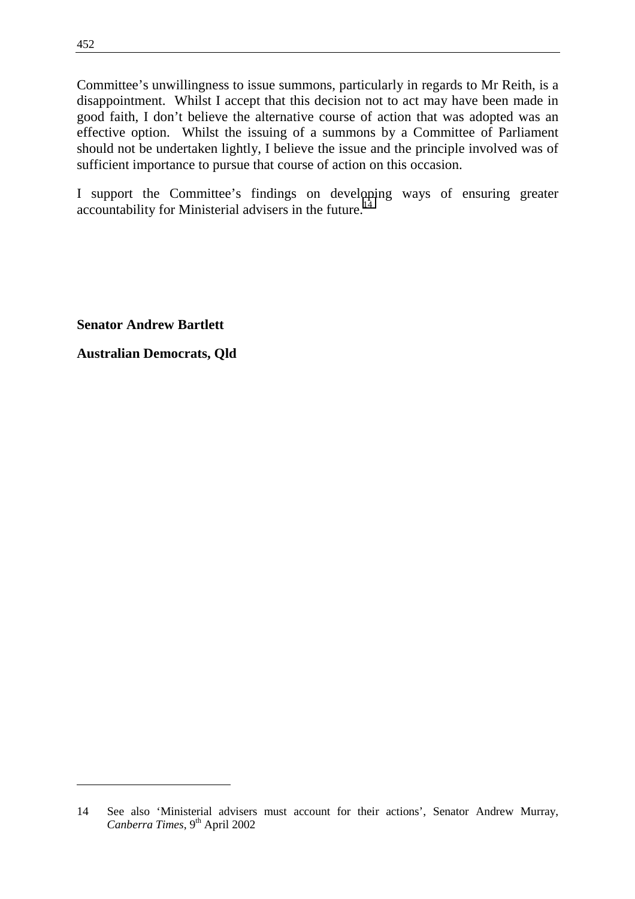Committee's unwillingness to issue summons, particularly in regards to Mr Reith, is a disappointment. Whilst I accept that this decision not to act may have been made in good faith, I don't believe the alternative course of action that was adopted was an effective option. Whilst the issuing of a summons by a Committee of Parliament should not be undertaken lightly, I believe the issue and the principle involved was of sufficient importance to pursue that course of action on this occasion.

I support the Committee's findings on developing ways of ensuring greater accountability for Ministerial advisers in the future.[14]

**Senator Andrew Bartlett**

**Australian Democrats, Qld**

---

14 See also 'Ministerial advisers must account for their actions', Senator Andrew Murray, *Canberra Times*, 9th April 2002